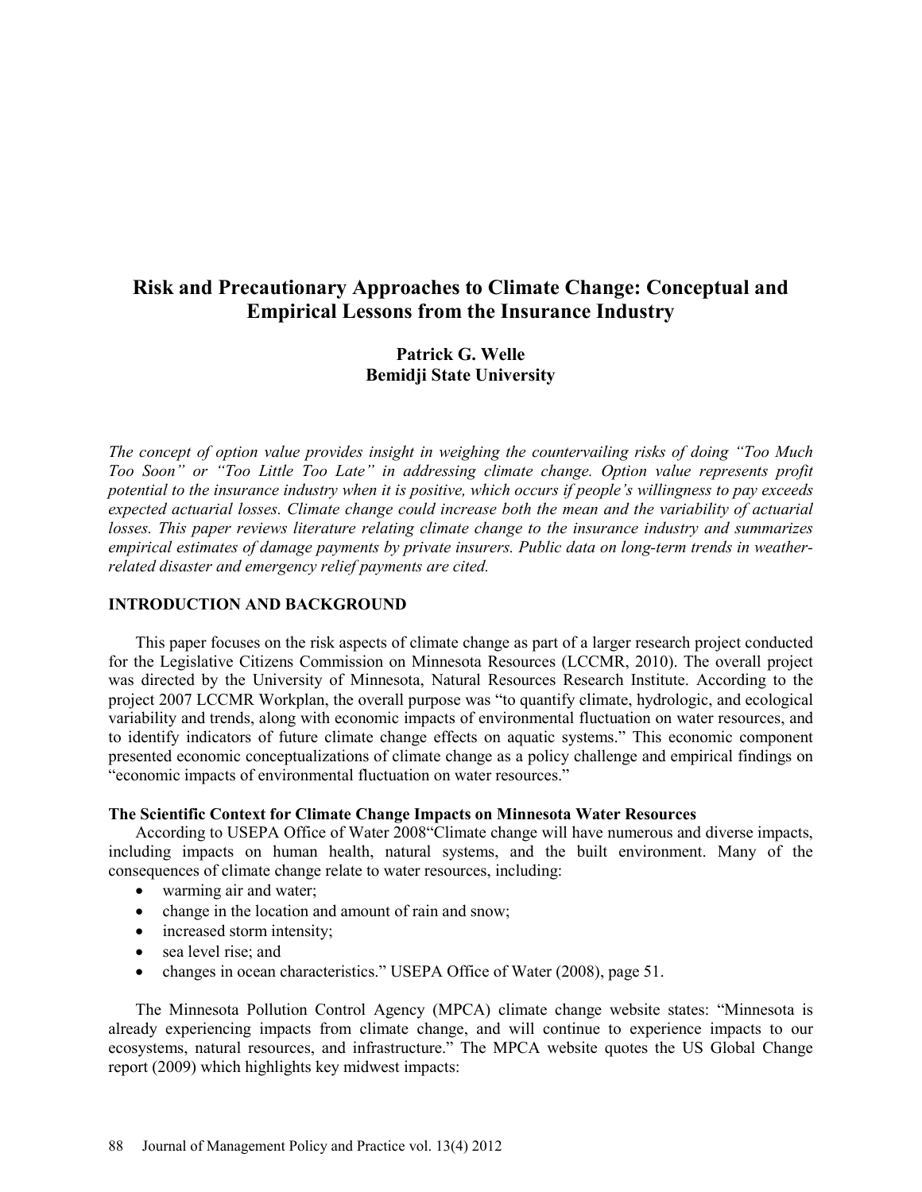# Risk and Precautionary Approaches to Climate Change: Conceptual and Empirical Lessons from the Insurance Industry

**Patrick G. Welle**
**Bemidji State University**

*The concept of option value provides insight in weighing the countervailing risks of doing "Too Much Too Soon" or "Too Little Too Late" in addressing climate change. Option value represents profit potential to the insurance industry when it is positive, which occurs if people's willingness to pay exceeds expected actuarial losses. Climate change could increase both the mean and the variability of actuarial losses. This paper reviews literature relating climate change to the insurance industry and summarizes empirical estimates of damage payments by private insurers. Public data on long-term trends in weather-related disaster and emergency relief payments are cited.*

## INTRODUCTION AND BACKGROUND

This paper focuses on the risk aspects of climate change as part of a larger research project conducted for the Legislative Citizens Commission on Minnesota Resources (LCCMR, 2010). The overall project was directed by the University of Minnesota, Natural Resources Research Institute. According to the project 2007 LCCMR Workplan, the overall purpose was "to quantify climate, hydrologic, and ecological variability and trends, along with economic impacts of environmental fluctuation on water resources, and to identify indicators of future climate change effects on aquatic systems." This economic component presented economic conceptualizations of climate change as a policy challenge and empirical findings on "economic impacts of environmental fluctuation on water resources."

### The Scientific Context for Climate Change Impacts on Minnesota Water Resources

According to USEPA Office of Water 2008"Climate change will have numerous and diverse impacts, including impacts on human health, natural systems, and the built environment. Many of the consequences of climate change relate to water resources, including:

- warming air and water;
- change in the location and amount of rain and snow;
- increased storm intensity;
- sea level rise; and
- changes in ocean characteristics." USEPA Office of Water (2008), page 51.

The Minnesota Pollution Control Agency (MPCA) climate change website states: "Minnesota is already experiencing impacts from climate change, and will continue to experience impacts to our ecosystems, natural resources, and infrastructure." The MPCA website quotes the US Global Change report (2009) which highlights key midwest impacts: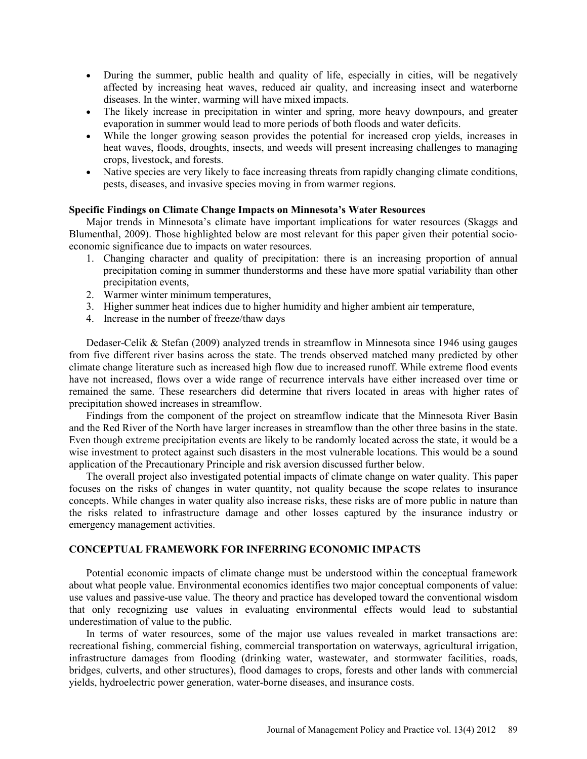- During the summer, public health and quality of life, especially in cities, will be negatively affected by increasing heat waves, reduced air quality, and increasing insect and waterborne diseases. In the winter, warming will have mixed impacts.
- The likely increase in precipitation in winter and spring, more heavy downpours, and greater evaporation in summer would lead to more periods of both floods and water deficits.
- While the longer growing season provides the potential for increased crop yields, increases in heat waves, floods, droughts, insects, and weeds will present increasing challenges to managing crops, livestock, and forests.
- Native species are very likely to face increasing threats from rapidly changing climate conditions, pests, diseases, and invasive species moving in from warmer regions.

**Specific Findings on Climate Change Impacts on Minnesota's Water Resources**

Major trends in Minnesota's climate have important implications for water resources (Skaggs and Blumenthal, 2009). Those highlighted below are most relevant for this paper given their potential socio-economic significance due to impacts on water resources.

1. Changing character and quality of precipitation: there is an increasing proportion of annual precipitation coming in summer thunderstorms and these have more spatial variability than other precipitation events,
2. Warmer winter minimum temperatures,
3. Higher summer heat indices due to higher humidity and higher ambient air temperature,
4. Increase in the number of freeze/thaw days

Dedaser-Celik & Stefan (2009) analyzed trends in streamflow in Minnesota since 1946 using gauges from five different river basins across the state. The trends observed matched many predicted by other climate change literature such as increased high flow due to increased runoff. While extreme flood events have not increased, flows over a wide range of recurrence intervals have either increased over time or remained the same. These researchers did determine that rivers located in areas with higher rates of precipitation showed increases in streamflow.

Findings from the component of the project on streamflow indicate that the Minnesota River Basin and the Red River of the North have larger increases in streamflow than the other three basins in the state. Even though extreme precipitation events are likely to be randomly located across the state, it would be a wise investment to protect against such disasters in the most vulnerable locations. This would be a sound application of the Precautionary Principle and risk aversion discussed further below.

The overall project also investigated potential impacts of climate change on water quality. This paper focuses on the risks of changes in water quantity, not quality because the scope relates to insurance concepts. While changes in water quality also increase risks, these risks are of more public in nature than the risks related to infrastructure damage and other losses captured by the insurance industry or emergency management activities.

## CONCEPTUAL FRAMEWORK FOR INFERRING ECONOMIC IMPACTS

Potential economic impacts of climate change must be understood within the conceptual framework about what people value. Environmental economics identifies two major conceptual components of value: use values and passive-use value. The theory and practice has developed toward the conventional wisdom that only recognizing use values in evaluating environmental effects would lead to substantial underestimation of value to the public.

In terms of water resources, some of the major use values revealed in market transactions are: recreational fishing, commercial fishing, commercial transportation on waterways, agricultural irrigation, infrastructure damages from flooding (drinking water, wastewater, and stormwater facilities, roads, bridges, culverts, and other structures), flood damages to crops, forests and other lands with commercial yields, hydroelectric power generation, water-borne diseases, and insurance costs.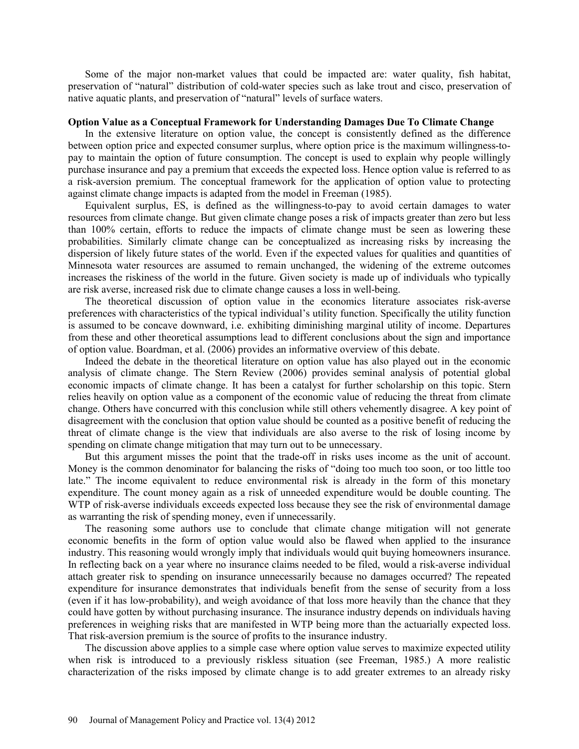Some of the major non-market values that could be impacted are: water quality, fish habitat, preservation of "natural" distribution of cold-water species such as lake trout and cisco, preservation of native aquatic plants, and preservation of "natural" levels of surface waters.

**Option Value as a Conceptual Framework for Understanding Damages Due To Climate Change**

In the extensive literature on option value, the concept is consistently defined as the difference between option price and expected consumer surplus, where option price is the maximum willingness-to-pay to maintain the option of future consumption. The concept is used to explain why people willingly purchase insurance and pay a premium that exceeds the expected loss. Hence option value is referred to as a risk-aversion premium. The conceptual framework for the application of option value to protecting against climate change impacts is adapted from the model in Freeman (1985).

Equivalent surplus, ES, is defined as the willingness-to-pay to avoid certain damages to water resources from climate change. But given climate change poses a risk of impacts greater than zero but less than 100% certain, efforts to reduce the impacts of climate change must be seen as lowering these probabilities. Similarly climate change can be conceptualized as increasing risks by increasing the dispersion of likely future states of the world. Even if the expected values for qualities and quantities of Minnesota water resources are assumed to remain unchanged, the widening of the extreme outcomes increases the riskiness of the world in the future. Given society is made up of individuals who typically are risk averse, increased risk due to climate change causes a loss in well-being.

The theoretical discussion of option value in the economics literature associates risk-averse preferences with characteristics of the typical individual's utility function. Specifically the utility function is assumed to be concave downward, i.e. exhibiting diminishing marginal utility of income. Departures from these and other theoretical assumptions lead to different conclusions about the sign and importance of option value. Boardman, et al. (2006) provides an informative overview of this debate.

Indeed the debate in the theoretical literature on option value has also played out in the economic analysis of climate change. The Stern Review (2006) provides seminal analysis of potential global economic impacts of climate change. It has been a catalyst for further scholarship on this topic. Stern relies heavily on option value as a component of the economic value of reducing the threat from climate change. Others have concurred with this conclusion while still others vehemently disagree. A key point of disagreement with the conclusion that option value should be counted as a positive benefit of reducing the threat of climate change is the view that individuals are also averse to the risk of losing income by spending on climate change mitigation that may turn out to be unnecessary.

But this argument misses the point that the trade-off in risks uses income as the unit of account. Money is the common denominator for balancing the risks of "doing too much too soon, or too little too late." The income equivalent to reduce environmental risk is already in the form of this monetary expenditure. The count money again as a risk of unneeded expenditure would be double counting. The WTP of risk-averse individuals exceeds expected loss because they see the risk of environmental damage as warranting the risk of spending money, even if unnecessarily.

The reasoning some authors use to conclude that climate change mitigation will not generate economic benefits in the form of option value would also be flawed when applied to the insurance industry. This reasoning would wrongly imply that individuals would quit buying homeowners insurance. In reflecting back on a year where no insurance claims needed to be filed, would a risk-averse individual attach greater risk to spending on insurance unnecessarily because no damages occurred? The repeated expenditure for insurance demonstrates that individuals benefit from the sense of security from a loss (even if it has low-probability), and weigh avoidance of that loss more heavily than the chance that they could have gotten by without purchasing insurance. The insurance industry depends on individuals having preferences in weighing risks that are manifested in WTP being more than the actuarially expected loss. That risk-aversion premium is the source of profits to the insurance industry.

The discussion above applies to a simple case where option value serves to maximize expected utility when risk is introduced to a previously riskless situation (see Freeman, 1985.) A more realistic characterization of the risks imposed by climate change is to add greater extremes to an already risky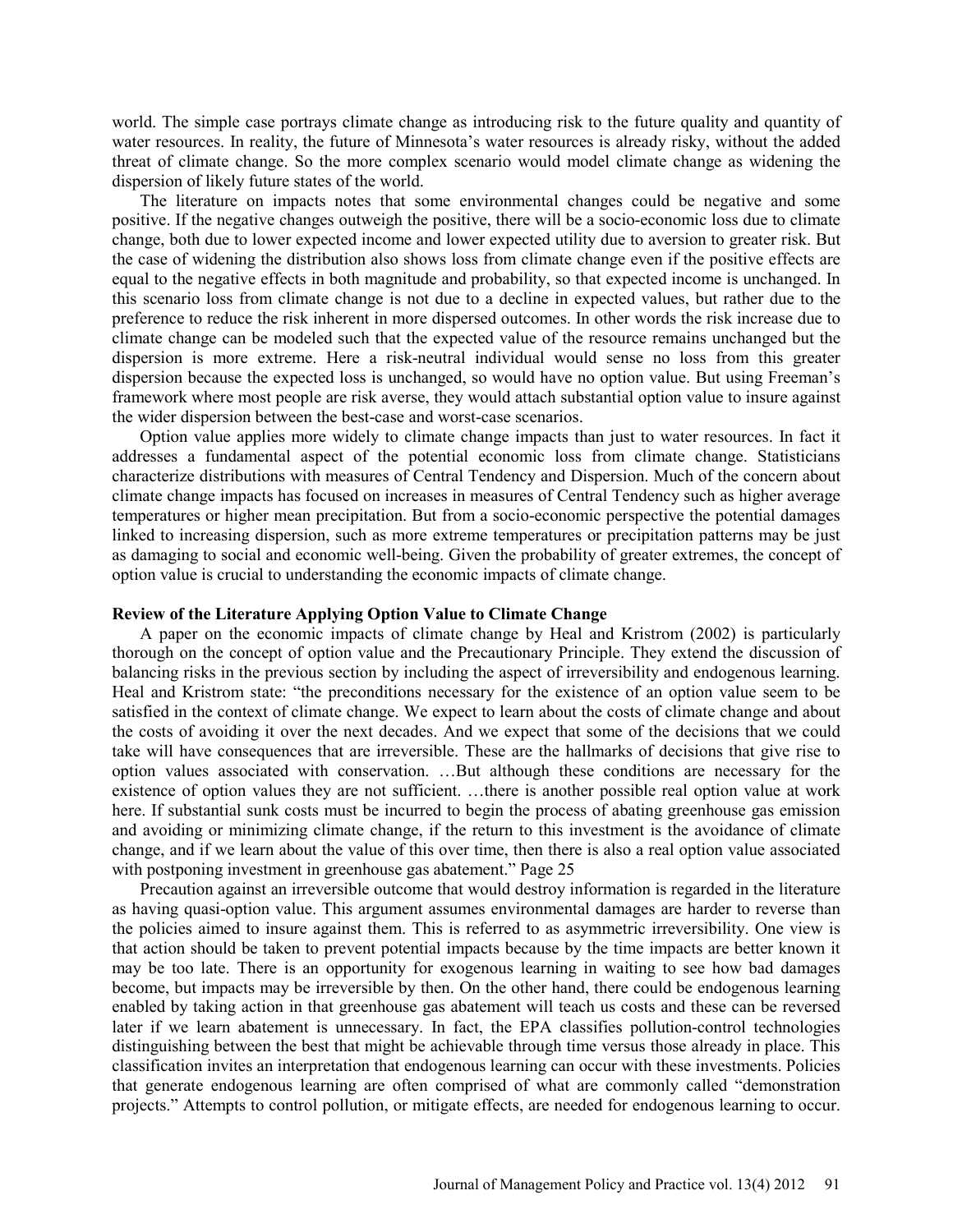world. The simple case portrays climate change as introducing risk to the future quality and quantity of water resources. In reality, the future of Minnesota's water resources is already risky, without the added threat of climate change. So the more complex scenario would model climate change as widening the dispersion of likely future states of the world.

The literature on impacts notes that some environmental changes could be negative and some positive. If the negative changes outweigh the positive, there will be a socio-economic loss due to climate change, both due to lower expected income and lower expected utility due to aversion to greater risk. But the case of widening the distribution also shows loss from climate change even if the positive effects are equal to the negative effects in both magnitude and probability, so that expected income is unchanged. In this scenario loss from climate change is not due to a decline in expected values, but rather due to the preference to reduce the risk inherent in more dispersed outcomes. In other words the risk increase due to climate change can be modeled such that the expected value of the resource remains unchanged but the dispersion is more extreme. Here a risk-neutral individual would sense no loss from this greater dispersion because the expected loss is unchanged, so would have no option value. But using Freeman's framework where most people are risk averse, they would attach substantial option value to insure against the wider dispersion between the best-case and worst-case scenarios.

Option value applies more widely to climate change impacts than just to water resources. In fact it addresses a fundamental aspect of the potential economic loss from climate change. Statisticians characterize distributions with measures of Central Tendency and Dispersion. Much of the concern about climate change impacts has focused on increases in measures of Central Tendency such as higher average temperatures or higher mean precipitation. But from a socio-economic perspective the potential damages linked to increasing dispersion, such as more extreme temperatures or precipitation patterns may be just as damaging to social and economic well-being. Given the probability of greater extremes, the concept of option value is crucial to understanding the economic impacts of climate change.

**Review of the Literature Applying Option Value to Climate Change**

A paper on the economic impacts of climate change by Heal and Kristrom (2002) is particularly thorough on the concept of option value and the Precautionary Principle. They extend the discussion of balancing risks in the previous section by including the aspect of irreversibility and endogenous learning. Heal and Kristrom state: "the preconditions necessary for the existence of an option value seem to be satisfied in the context of climate change. We expect to learn about the costs of climate change and about the costs of avoiding it over the next decades. And we expect that some of the decisions that we could take will have consequences that are irreversible. These are the hallmarks of decisions that give rise to option values associated with conservation. …But although these conditions are necessary for the existence of option values they are not sufficient. …there is another possible real option value at work here. If substantial sunk costs must be incurred to begin the process of abating greenhouse gas emission and avoiding or minimizing climate change, if the return to this investment is the avoidance of climate change, and if we learn about the value of this over time, then there is also a real option value associated with postponing investment in greenhouse gas abatement." Page 25

Precaution against an irreversible outcome that would destroy information is regarded in the literature as having quasi-option value. This argument assumes environmental damages are harder to reverse than the policies aimed to insure against them. This is referred to as asymmetric irreversibility. One view is that action should be taken to prevent potential impacts because by the time impacts are better known it may be too late. There is an opportunity for exogenous learning in waiting to see how bad damages become, but impacts may be irreversible by then. On the other hand, there could be endogenous learning enabled by taking action in that greenhouse gas abatement will teach us costs and these can be reversed later if we learn abatement is unnecessary. In fact, the EPA classifies pollution-control technologies distinguishing between the best that might be achievable through time versus those already in place. This classification invites an interpretation that endogenous learning can occur with these investments. Policies that generate endogenous learning are often comprised of what are commonly called "demonstration projects." Attempts to control pollution, or mitigate effects, are needed for endogenous learning to occur.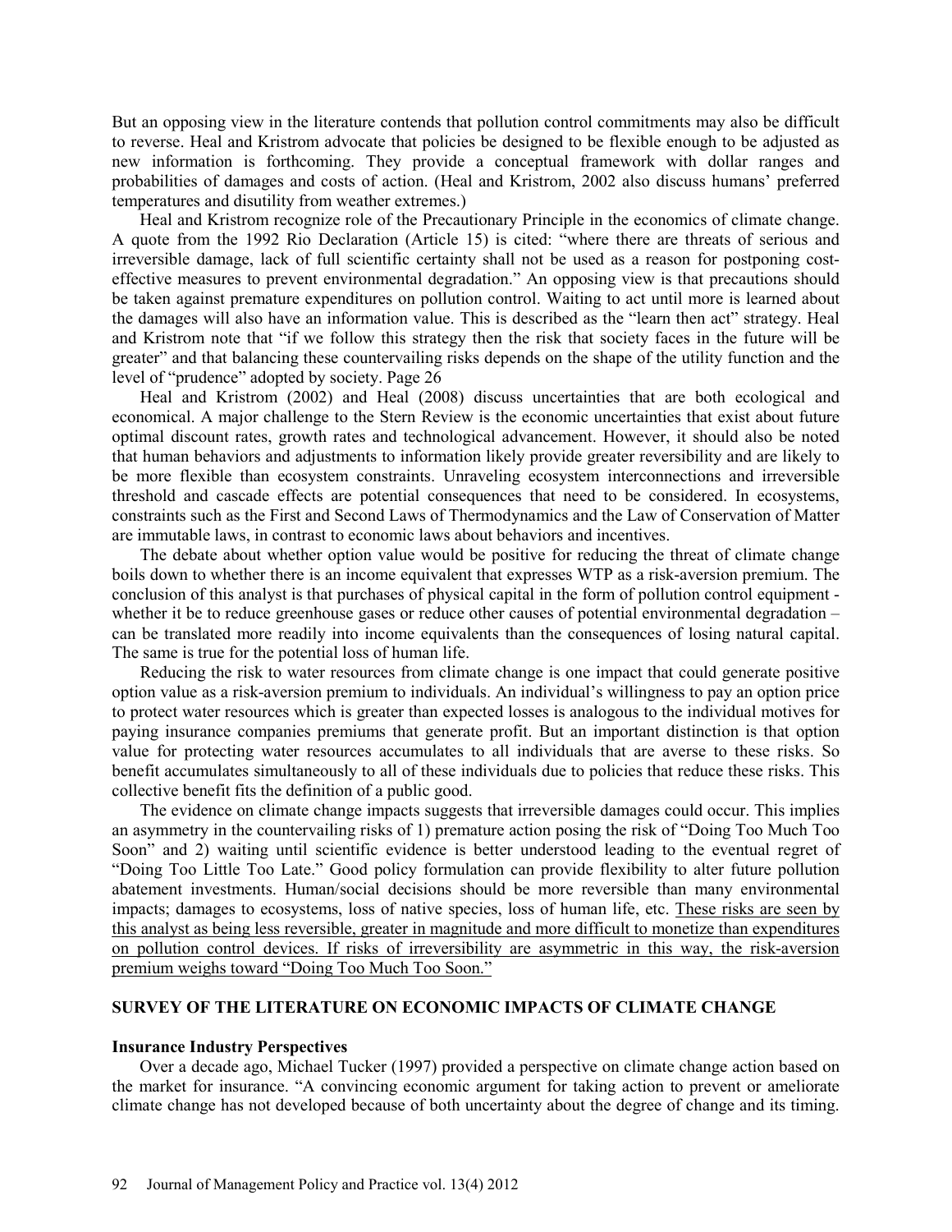But an opposing view in the literature contends that pollution control commitments may also be difficult to reverse. Heal and Kristrom advocate that policies be designed to be flexible enough to be adjusted as new information is forthcoming. They provide a conceptual framework with dollar ranges and probabilities of damages and costs of action. (Heal and Kristrom, 2002 also discuss humans' preferred temperatures and disutility from weather extremes.)

Heal and Kristrom recognize role of the Precautionary Principle in the economics of climate change. A quote from the 1992 Rio Declaration (Article 15) is cited: "where there are threats of serious and irreversible damage, lack of full scientific certainty shall not be used as a reason for postponing cost-effective measures to prevent environmental degradation." An opposing view is that precautions should be taken against premature expenditures on pollution control. Waiting to act until more is learned about the damages will also have an information value. This is described as the "learn then act" strategy. Heal and Kristrom note that "if we follow this strategy then the risk that society faces in the future will be greater" and that balancing these countervailing risks depends on the shape of the utility function and the level of "prudence" adopted by society. Page 26

Heal and Kristrom (2002) and Heal (2008) discuss uncertainties that are both ecological and economical. A major challenge to the Stern Review is the economic uncertainties that exist about future optimal discount rates, growth rates and technological advancement. However, it should also be noted that human behaviors and adjustments to information likely provide greater reversibility and are likely to be more flexible than ecosystem constraints. Unraveling ecosystem interconnections and irreversible threshold and cascade effects are potential consequences that need to be considered. In ecosystems, constraints such as the First and Second Laws of Thermodynamics and the Law of Conservation of Matter are immutable laws, in contrast to economic laws about behaviors and incentives.

The debate about whether option value would be positive for reducing the threat of climate change boils down to whether there is an income equivalent that expresses WTP as a risk-aversion premium. The conclusion of this analyst is that purchases of physical capital in the form of pollution control equipment - whether it be to reduce greenhouse gases or reduce other causes of potential environmental degradation – can be translated more readily into income equivalents than the consequences of losing natural capital. The same is true for the potential loss of human life.

Reducing the risk to water resources from climate change is one impact that could generate positive option value as a risk-aversion premium to individuals. An individual's willingness to pay an option price to protect water resources which is greater than expected losses is analogous to the individual motives for paying insurance companies premiums that generate profit. But an important distinction is that option value for protecting water resources accumulates to all individuals that are averse to these risks. So benefit accumulates simultaneously to all of these individuals due to policies that reduce these risks. This collective benefit fits the definition of a public good.

The evidence on climate change impacts suggests that irreversible damages could occur. This implies an asymmetry in the countervailing risks of 1) premature action posing the risk of "Doing Too Much Too Soon" and 2) waiting until scientific evidence is better understood leading to the eventual regret of "Doing Too Little Too Late." Good policy formulation can provide flexibility to alter future pollution abatement investments. Human/social decisions should be more reversible than many environmental impacts; damages to ecosystems, loss of native species, loss of human life, etc. <u>These risks are seen by this analyst as being less reversible, greater in magnitude and more difficult to monetize than expenditures on pollution control devices. If risks of irreversibility are asymmetric in this way, the risk-aversion premium weighs toward "Doing Too Much Too Soon."</u>

## SURVEY OF THE LITERATURE ON ECONOMIC IMPACTS OF CLIMATE CHANGE

### Insurance Industry Perspectives

Over a decade ago, Michael Tucker (1997) provided a perspective on climate change action based on the market for insurance. "A convincing economic argument for taking action to prevent or ameliorate climate change has not developed because of both uncertainty about the degree of change and its timing.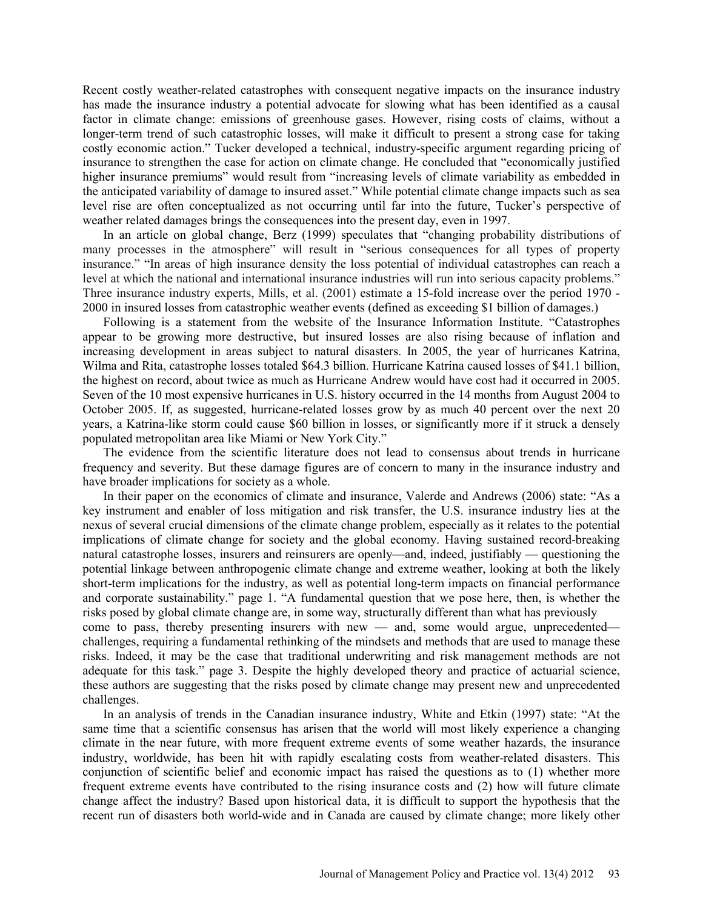Recent costly weather-related catastrophes with consequent negative impacts on the insurance industry has made the insurance industry a potential advocate for slowing what has been identified as a causal factor in climate change: emissions of greenhouse gases. However, rising costs of claims, without a longer-term trend of such catastrophic losses, will make it difficult to present a strong case for taking costly economic action." Tucker developed a technical, industry-specific argument regarding pricing of insurance to strengthen the case for action on climate change. He concluded that "economically justified higher insurance premiums" would result from "increasing levels of climate variability as embedded in the anticipated variability of damage to insured asset." While potential climate change impacts such as sea level rise are often conceptualized as not occurring until far into the future, Tucker's perspective of weather related damages brings the consequences into the present day, even in 1997.

In an article on global change, Berz (1999) speculates that "changing probability distributions of many processes in the atmosphere" will result in "serious consequences for all types of property insurance." "In areas of high insurance density the loss potential of individual catastrophes can reach a level at which the national and international insurance industries will run into serious capacity problems." Three insurance industry experts, Mills, et al. (2001) estimate a 15-fold increase over the period 1970 - 2000 in insured losses from catastrophic weather events (defined as exceeding $1 billion of damages.)

Following is a statement from the website of the Insurance Information Institute. "Catastrophes appear to be growing more destructive, but insured losses are also rising because of inflation and increasing development in areas subject to natural disasters. In 2005, the year of hurricanes Katrina, Wilma and Rita, catastrophe losses totaled $64.3 billion. Hurricane Katrina caused losses of $41.1 billion, the highest on record, about twice as much as Hurricane Andrew would have cost had it occurred in 2005. Seven of the 10 most expensive hurricanes in U.S. history occurred in the 14 months from August 2004 to October 2005. If, as suggested, hurricane-related losses grow by as much 40 percent over the next 20 years, a Katrina-like storm could cause $60 billion in losses, or significantly more if it struck a densely populated metropolitan area like Miami or New York City."

The evidence from the scientific literature does not lead to consensus about trends in hurricane frequency and severity. But these damage figures are of concern to many in the insurance industry and have broader implications for society as a whole.

In their paper on the economics of climate and insurance, Valerde and Andrews (2006) state: "As a key instrument and enabler of loss mitigation and risk transfer, the U.S. insurance industry lies at the nexus of several crucial dimensions of the climate change problem, especially as it relates to the potential implications of climate change for society and the global economy. Having sustained record-breaking natural catastrophe losses, insurers and reinsurers are openly—and, indeed, justifiably — questioning the potential linkage between anthropogenic climate change and extreme weather, looking at both the likely short-term implications for the industry, as well as potential long-term impacts on financial performance and corporate sustainability." page 1. "A fundamental question that we pose here, then, is whether the risks posed by global climate change are, in some way, structurally different than what has previously come to pass, thereby presenting insurers with new — and, some would argue, unprecedented— challenges, requiring a fundamental rethinking of the mindsets and methods that are used to manage these risks. Indeed, it may be the case that traditional underwriting and risk management methods are not adequate for this task." page 3. Despite the highly developed theory and practice of actuarial science, these authors are suggesting that the risks posed by climate change may present new and unprecedented challenges.

In an analysis of trends in the Canadian insurance industry, White and Etkin (1997) state: "At the same time that a scientific consensus has arisen that the world will most likely experience a changing climate in the near future, with more frequent extreme events of some weather hazards, the insurance industry, worldwide, has been hit with rapidly escalating costs from weather-related disasters. This conjunction of scientific belief and economic impact has raised the questions as to (1) whether more frequent extreme events have contributed to the rising insurance costs and (2) how will future climate change affect the industry? Based upon historical data, it is difficult to support the hypothesis that the recent run of disasters both world-wide and in Canada are caused by climate change; more likely other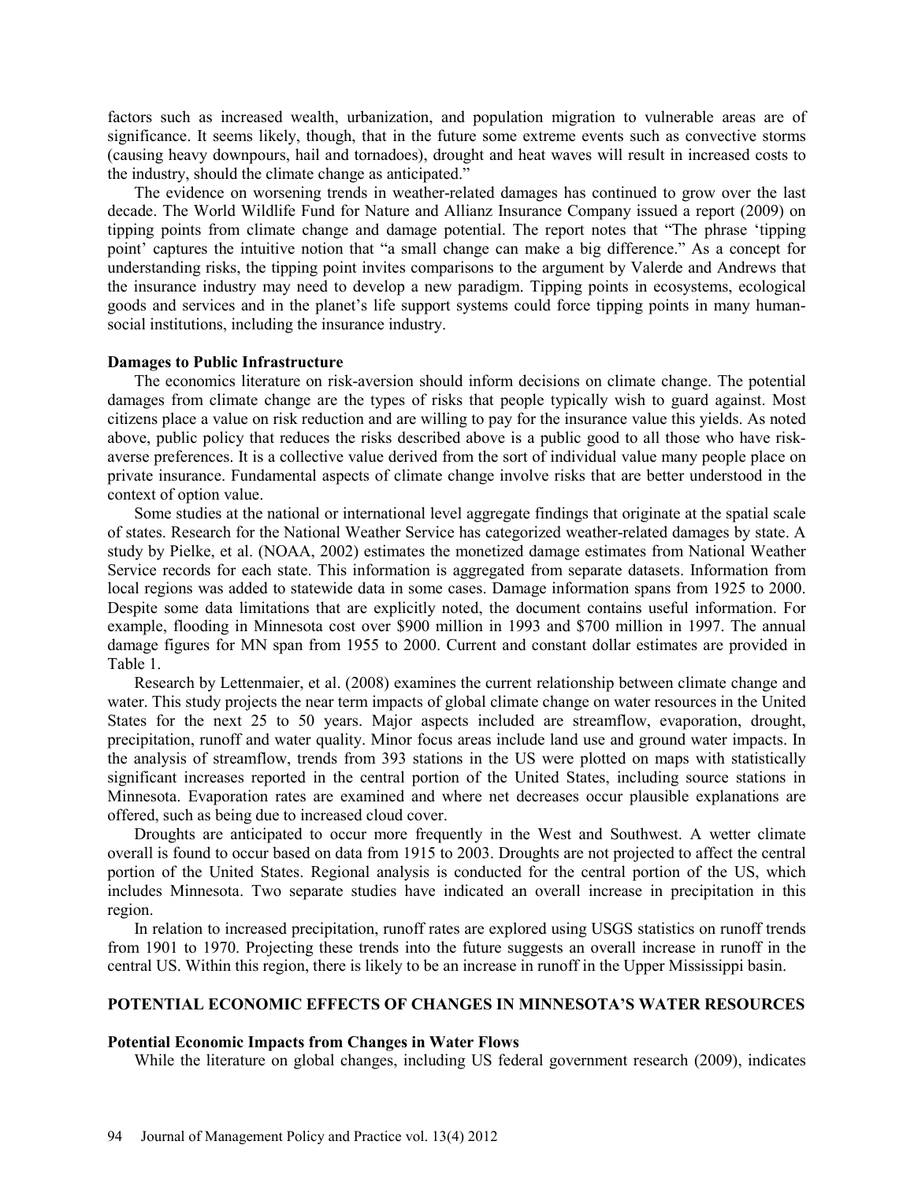factors such as increased wealth, urbanization, and population migration to vulnerable areas are of significance. It seems likely, though, that in the future some extreme events such as convective storms (causing heavy downpours, hail and tornadoes), drought and heat waves will result in increased costs to the industry, should the climate change as anticipated."

The evidence on worsening trends in weather-related damages has continued to grow over the last decade. The World Wildlife Fund for Nature and Allianz Insurance Company issued a report (2009) on tipping points from climate change and damage potential. The report notes that "The phrase 'tipping point' captures the intuitive notion that "a small change can make a big difference." As a concept for understanding risks, the tipping point invites comparisons to the argument by Valerde and Andrews that the insurance industry may need to develop a new paradigm. Tipping points in ecosystems, ecological goods and services and in the planet's life support systems could force tipping points in many human-social institutions, including the insurance industry.

**Damages to Public Infrastructure**

The economics literature on risk-aversion should inform decisions on climate change. The potential damages from climate change are the types of risks that people typically wish to guard against. Most citizens place a value on risk reduction and are willing to pay for the insurance value this yields. As noted above, public policy that reduces the risks described above is a public good to all those who have risk-averse preferences. It is a collective value derived from the sort of individual value many people place on private insurance. Fundamental aspects of climate change involve risks that are better understood in the context of option value.

Some studies at the national or international level aggregate findings that originate at the spatial scale of states. Research for the National Weather Service has categorized weather-related damages by state. A study by Pielke, et al. (NOAA, 2002) estimates the monetized damage estimates from National Weather Service records for each state. This information is aggregated from separate datasets. Information from local regions was added to statewide data in some cases. Damage information spans from 1925 to 2000. Despite some data limitations that are explicitly noted, the document contains useful information. For example, flooding in Minnesota cost over $900 million in 1993 and $700 million in 1997. The annual damage figures for MN span from 1955 to 2000. Current and constant dollar estimates are provided in Table 1.

Research by Lettenmaier, et al. (2008) examines the current relationship between climate change and water. This study projects the near term impacts of global climate change on water resources in the United States for the next 25 to 50 years. Major aspects included are streamflow, evaporation, drought, precipitation, runoff and water quality. Minor focus areas include land use and ground water impacts. In the analysis of streamflow, trends from 393 stations in the US were plotted on maps with statistically significant increases reported in the central portion of the United States, including source stations in Minnesota. Evaporation rates are examined and where net decreases occur plausible explanations are offered, such as being due to increased cloud cover.

Droughts are anticipated to occur more frequently in the West and Southwest. A wetter climate overall is found to occur based on data from 1915 to 2003. Droughts are not projected to affect the central portion of the United States. Regional analysis is conducted for the central portion of the US, which includes Minnesota. Two separate studies have indicated an overall increase in precipitation in this region.

In relation to increased precipitation, runoff rates are explored using USGS statistics on runoff trends from 1901 to 1970. Projecting these trends into the future suggests an overall increase in runoff in the central US. Within this region, there is likely to be an increase in runoff in the Upper Mississippi basin.

## POTENTIAL ECONOMIC EFFECTS OF CHANGES IN MINNESOTA'S WATER RESOURCES

**Potential Economic Impacts from Changes in Water Flows**

While the literature on global changes, including US federal government research (2009), indicates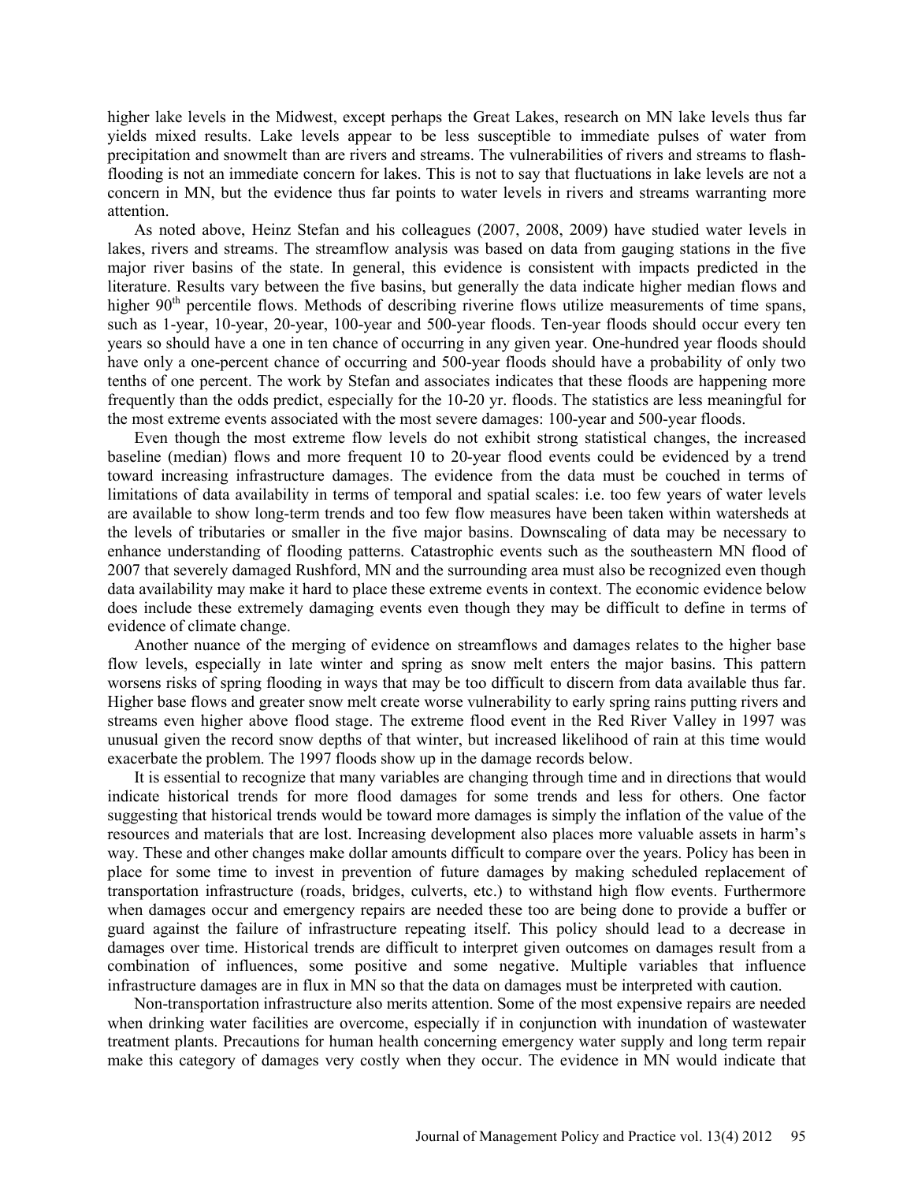higher lake levels in the Midwest, except perhaps the Great Lakes, research on MN lake levels thus far yields mixed results. Lake levels appear to be less susceptible to immediate pulses of water from precipitation and snowmelt than are rivers and streams. The vulnerabilities of rivers and streams to flash-flooding is not an immediate concern for lakes. This is not to say that fluctuations in lake levels are not a concern in MN, but the evidence thus far points to water levels in rivers and streams warranting more attention.

As noted above, Heinz Stefan and his colleagues (2007, 2008, 2009) have studied water levels in lakes, rivers and streams. The streamflow analysis was based on data from gauging stations in the five major river basins of the state. In general, this evidence is consistent with impacts predicted in the literature. Results vary between the five basins, but generally the data indicate higher median flows and higher 90th percentile flows. Methods of describing riverine flows utilize measurements of time spans, such as 1-year, 10-year, 20-year, 100-year and 500-year floods. Ten-year floods should occur every ten years so should have a one in ten chance of occurring in any given year. One-hundred year floods should have only a one-percent chance of occurring and 500-year floods should have a probability of only two tenths of one percent. The work by Stefan and associates indicates that these floods are happening more frequently than the odds predict, especially for the 10-20 yr. floods. The statistics are less meaningful for the most extreme events associated with the most severe damages: 100-year and 500-year floods.

Even though the most extreme flow levels do not exhibit strong statistical changes, the increased baseline (median) flows and more frequent 10 to 20-year flood events could be evidenced by a trend toward increasing infrastructure damages. The evidence from the data must be couched in terms of limitations of data availability in terms of temporal and spatial scales: i.e. too few years of water levels are available to show long-term trends and too few flow measures have been taken within watersheds at the levels of tributaries or smaller in the five major basins. Downscaling of data may be necessary to enhance understanding of flooding patterns. Catastrophic events such as the southeastern MN flood of 2007 that severely damaged Rushford, MN and the surrounding area must also be recognized even though data availability may make it hard to place these extreme events in context. The economic evidence below does include these extremely damaging events even though they may be difficult to define in terms of evidence of climate change.

Another nuance of the merging of evidence on streamflows and damages relates to the higher base flow levels, especially in late winter and spring as snow melt enters the major basins. This pattern worsens risks of spring flooding in ways that may be too difficult to discern from data available thus far. Higher base flows and greater snow melt create worse vulnerability to early spring rains putting rivers and streams even higher above flood stage. The extreme flood event in the Red River Valley in 1997 was unusual given the record snow depths of that winter, but increased likelihood of rain at this time would exacerbate the problem. The 1997 floods show up in the damage records below.

It is essential to recognize that many variables are changing through time and in directions that would indicate historical trends for more flood damages for some trends and less for others. One factor suggesting that historical trends would be toward more damages is simply the inflation of the value of the resources and materials that are lost. Increasing development also places more valuable assets in harm's way. These and other changes make dollar amounts difficult to compare over the years. Policy has been in place for some time to invest in prevention of future damages by making scheduled replacement of transportation infrastructure (roads, bridges, culverts, etc.) to withstand high flow events. Furthermore when damages occur and emergency repairs are needed these too are being done to provide a buffer or guard against the failure of infrastructure repeating itself. This policy should lead to a decrease in damages over time. Historical trends are difficult to interpret given outcomes on damages result from a combination of influences, some positive and some negative. Multiple variables that influence infrastructure damages are in flux in MN so that the data on damages must be interpreted with caution.

Non-transportation infrastructure also merits attention. Some of the most expensive repairs are needed when drinking water facilities are overcome, especially if in conjunction with inundation of wastewater treatment plants. Precautions for human health concerning emergency water supply and long term repair make this category of damages very costly when they occur. The evidence in MN would indicate that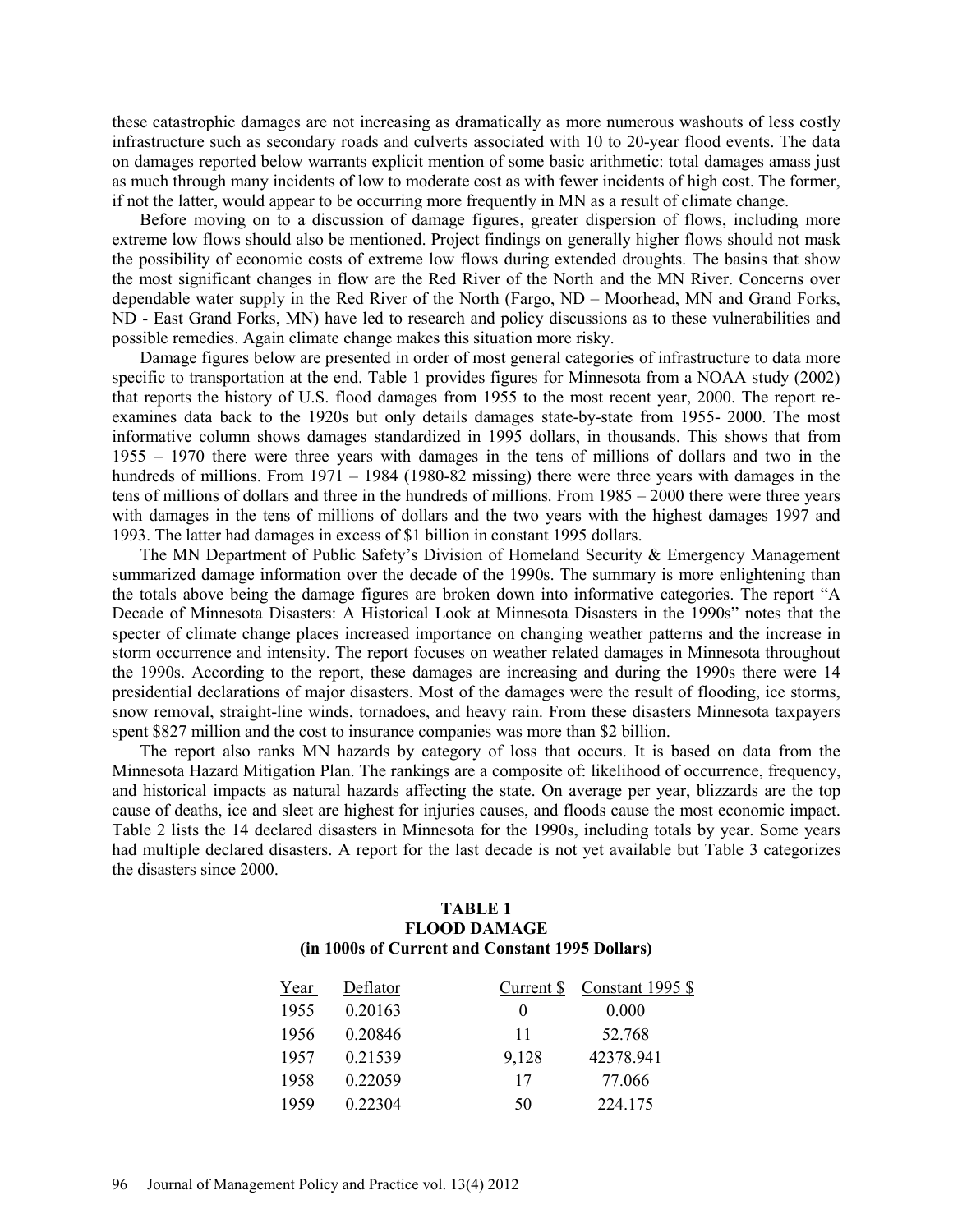these catastrophic damages are not increasing as dramatically as more numerous washouts of less costly infrastructure such as secondary roads and culverts associated with 10 to 20-year flood events. The data on damages reported below warrants explicit mention of some basic arithmetic: total damages amass just as much through many incidents of low to moderate cost as with fewer incidents of high cost. The former, if not the latter, would appear to be occurring more frequently in MN as a result of climate change.

Before moving on to a discussion of damage figures, greater dispersion of flows, including more extreme low flows should also be mentioned. Project findings on generally higher flows should not mask the possibility of economic costs of extreme low flows during extended droughts. The basins that show the most significant changes in flow are the Red River of the North and the MN River. Concerns over dependable water supply in the Red River of the North (Fargo, ND – Moorhead, MN and Grand Forks, ND - East Grand Forks, MN) have led to research and policy discussions as to these vulnerabilities and possible remedies. Again climate change makes this situation more risky.

Damage figures below are presented in order of most general categories of infrastructure to data more specific to transportation at the end. Table 1 provides figures for Minnesota from a NOAA study (2002) that reports the history of U.S. flood damages from 1955 to the most recent year, 2000. The report re-examines data back to the 1920s but only details damages state-by-state from 1955- 2000. The most informative column shows damages standardized in 1995 dollars, in thousands. This shows that from 1955 – 1970 there were three years with damages in the tens of millions of dollars and two in the hundreds of millions. From 1971 – 1984 (1980-82 missing) there were three years with damages in the tens of millions of dollars and three in the hundreds of millions. From 1985 – 2000 there were three years with damages in the tens of millions of dollars and the two years with the highest damages 1997 and 1993. The latter had damages in excess of $1 billion in constant 1995 dollars.

The MN Department of Public Safety's Division of Homeland Security & Emergency Management summarized damage information over the decade of the 1990s. The summary is more enlightening than the totals above being the damage figures are broken down into informative categories. The report "A Decade of Minnesota Disasters: A Historical Look at Minnesota Disasters in the 1990s" notes that the specter of climate change places increased importance on changing weather patterns and the increase in storm occurrence and intensity. The report focuses on weather related damages in Minnesota throughout the 1990s. According to the report, these damages are increasing and during the 1990s there were 14 presidential declarations of major disasters. Most of the damages were the result of flooding, ice storms, snow removal, straight-line winds, tornadoes, and heavy rain. From these disasters Minnesota taxpayers spent $827 million and the cost to insurance companies was more than $2 billion.

The report also ranks MN hazards by category of loss that occurs. It is based on data from the Minnesota Hazard Mitigation Plan. The rankings are a composite of: likelihood of occurrence, frequency, and historical impacts as natural hazards affecting the state. On average per year, blizzards are the top cause of deaths, ice and sleet are highest for injuries causes, and floods cause the most economic impact. Table 2 lists the 14 declared disasters in Minnesota for the 1990s, including totals by year. Some years had multiple declared disasters. A report for the last decade is not yet available but Table 3 categorizes the disasters since 2000.

**TABLE 1**
**FLOOD DAMAGE**
**(in 1000s of Current and Constant 1995 Dollars)**

| Year | Deflator | Current $ | Constant 1995 $ |
|---|---|---|---|
| 1955 | 0.20163 | 0 | 0.000 |
| 1956 | 0.20846 | 11 | 52.768 |
| 1957 | 0.21539 | 9,128 | 42378.941 |
| 1958 | 0.22059 | 17 | 77.066 |
| 1959 | 0.22304 | 50 | 224.175 |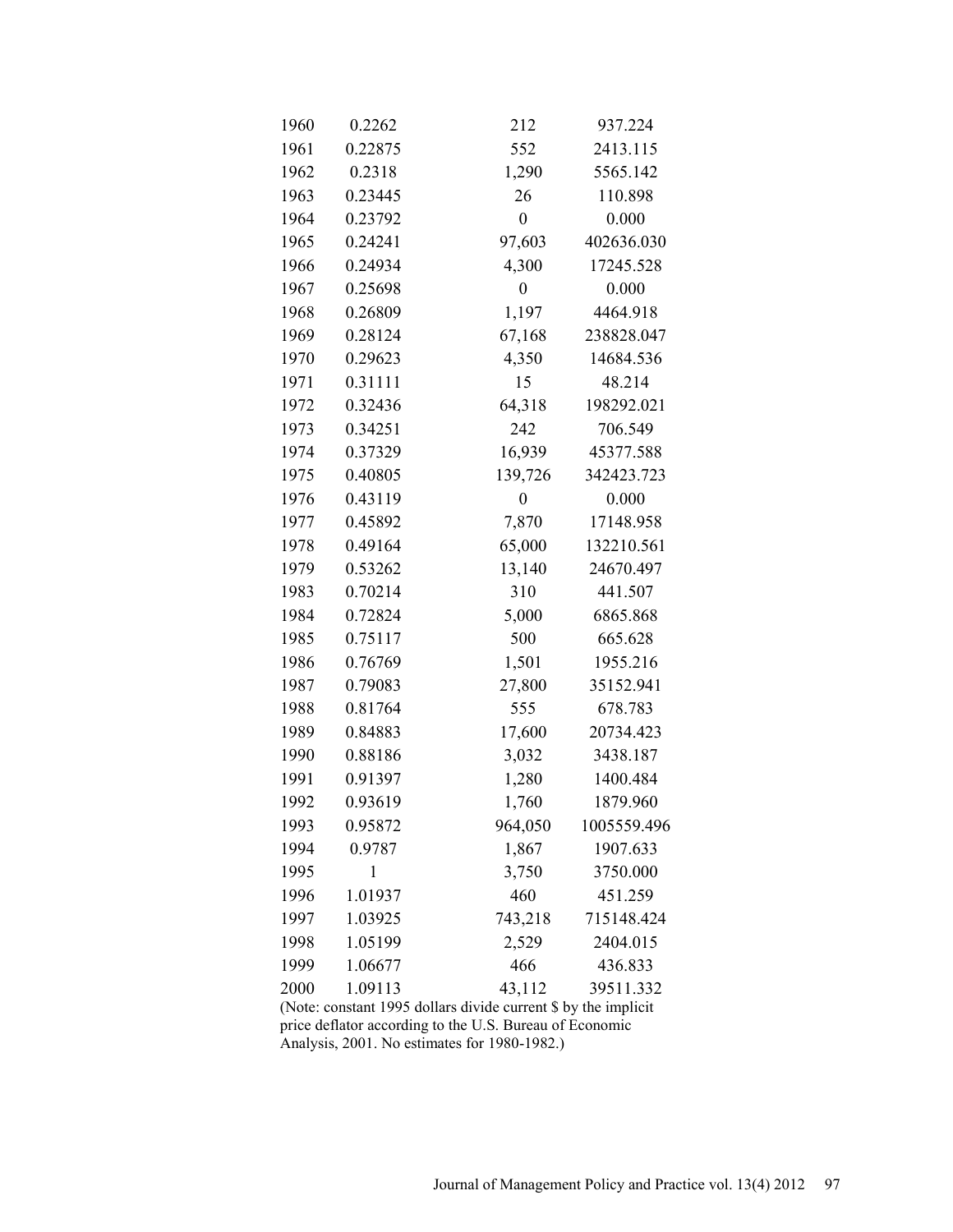| | | | |
|---|---|---|---|
| 1960 | 0.2262 | 212 | 937.224 |
| 1961 | 0.22875 | 552 | 2413.115 |
| 1962 | 0.2318 | 1,290 | 5565.142 |
| 1963 | 0.23445 | 26 | 110.898 |
| 1964 | 0.23792 | 0 | 0.000 |
| 1965 | 0.24241 | 97,603 | 402636.030 |
| 1966 | 0.24934 | 4,300 | 17245.528 |
| 1967 | 0.25698 | 0 | 0.000 |
| 1968 | 0.26809 | 1,197 | 4464.918 |
| 1969 | 0.28124 | 67,168 | 238828.047 |
| 1970 | 0.29623 | 4,350 | 14684.536 |
| 1971 | 0.31111 | 15 | 48.214 |
| 1972 | 0.32436 | 64,318 | 198292.021 |
| 1973 | 0.34251 | 242 | 706.549 |
| 1974 | 0.37329 | 16,939 | 45377.588 |
| 1975 | 0.40805 | 139,726 | 342423.723 |
| 1976 | 0.43119 | 0 | 0.000 |
| 1977 | 0.45892 | 7,870 | 17148.958 |
| 1978 | 0.49164 | 65,000 | 132210.561 |
| 1979 | 0.53262 | 13,140 | 24670.497 |
| 1983 | 0.70214 | 310 | 441.507 |
| 1984 | 0.72824 | 5,000 | 6865.868 |
| 1985 | 0.75117 | 500 | 665.628 |
| 1986 | 0.76769 | 1,501 | 1955.216 |
| 1987 | 0.79083 | 27,800 | 35152.941 |
| 1988 | 0.81764 | 555 | 678.783 |
| 1989 | 0.84883 | 17,600 | 20734.423 |
| 1990 | 0.88186 | 3,032 | 3438.187 |
| 1991 | 0.91397 | 1,280 | 1400.484 |
| 1992 | 0.93619 | 1,760 | 1879.960 |
| 1993 | 0.95872 | 964,050 | 1005559.496 |
| 1994 | 0.9787 | 1,867 | 1907.633 |
| 1995 | 1 | 3,750 | 3750.000 |
| 1996 | 1.01937 | 460 | 451.259 |
| 1997 | 1.03925 | 743,218 | 715148.424 |
| 1998 | 1.05199 | 2,529 | 2404.015 |
| 1999 | 1.06677 | 466 | 436.833 |
| 2000 | 1.09113 | 43,112 | 39511.332 |

(Note: constant 1995 dollars divide current $ by the implicit price deflator according to the U.S. Bureau of Economic Analysis, 2001. No estimates for 1980-1982.)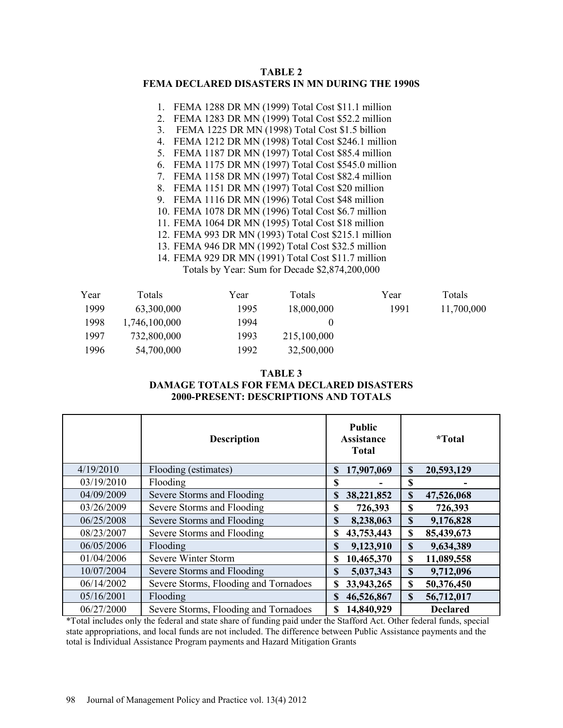**TABLE 2**
**FEMA DECLARED DISASTERS IN MN DURING THE 1990S**

1. FEMA 1288 DR MN (1999) Total Cost $11.1 million
2. FEMA 1283 DR MN (1999) Total Cost $52.2 million
3. FEMA 1225 DR MN (1998) Total Cost $1.5 billion
4. FEMA 1212 DR MN (1998) Total Cost $246.1 million
5. FEMA 1187 DR MN (1997) Total Cost $85.4 million
6. FEMA 1175 DR MN (1997) Total Cost $545.0 million
7. FEMA 1158 DR MN (1997) Total Cost $82.4 million
8. FEMA 1151 DR MN (1997) Total Cost $20 million
9. FEMA 1116 DR MN (1996) Total Cost $48 million
10. FEMA 1078 DR MN (1996) Total Cost $6.7 million
11. FEMA 1064 DR MN (1995) Total Cost $18 million
12. FEMA 993 DR MN (1993) Total Cost $215.1 million
13. FEMA 946 DR MN (1992) Total Cost $32.5 million
14. FEMA 929 DR MN (1991) Total Cost $11.7 million

Totals by Year: Sum for Decade $2,874,200,000

| Year | Totals | Year | Totals | Year | Totals |
|---|---|---|---|---|---|
| 1999 | 63,300,000 | 1995 | 18,000,000 | 1991 | 11,700,000 |
| 1998 | 1,746,100,000 | 1994 | 0 | | |
| 1997 | 732,800,000 | 1993 | 215,100,000 | | |
| 1996 | 54,700,000 | 1992 | 32,500,000 | | |

**TABLE 3**
**DAMAGE TOTALS FOR FEMA DECLARED DISASTERS 2000-PRESENT: DESCRIPTIONS AND TOTALS**

| | Description | Public Assistance Total | *Total |
|---|---|---|---|
| 4/19/2010 | Flooding (estimates) | **$ 17,907,069** | **$ 20,593,129** |
| 03/19/2010 | Flooding | **$ -** | **$ -** |
| 04/09/2009 | Severe Storms and Flooding | **$ 38,221,852** | **$ 47,526,068** |
| 03/26/2009 | Severe Storms and Flooding | **$ 726,393** | **$ 726,393** |
| 06/25/2008 | Severe Storms and Flooding | **$ 8,238,063** | **$ 9,176,828** |
| 08/23/2007 | Severe Storms and Flooding | **$ 43,753,443** | **$ 85,439,673** |
| 06/05/2006 | Flooding | **$ 9,123,910** | **$ 9,634,389** |
| 01/04/2006 | Severe Winter Storm | **$ 10,465,370** | **$ 11,089,558** |
| 10/07/2004 | Severe Storms and Flooding | **$ 5,037,343** | **$ 9,712,096** |
| 06/14/2002 | Severe Storms, Flooding and Tornadoes | **$ 33,943,265** | **$ 50,376,450** |
| 05/16/2001 | Flooding | **$ 46,526,867** | **$ 56,712,017** |
| 06/27/2000 | Severe Storms, Flooding and Tornadoes | **$ 14,840,929** | **Declared** |

*Total includes only the federal and state share of funding paid under the Stafford Act. Other federal funds, special state appropriations, and local funds are not included. The difference between Public Assistance payments and the total is Individual Assistance Program payments and Hazard Mitigation Grants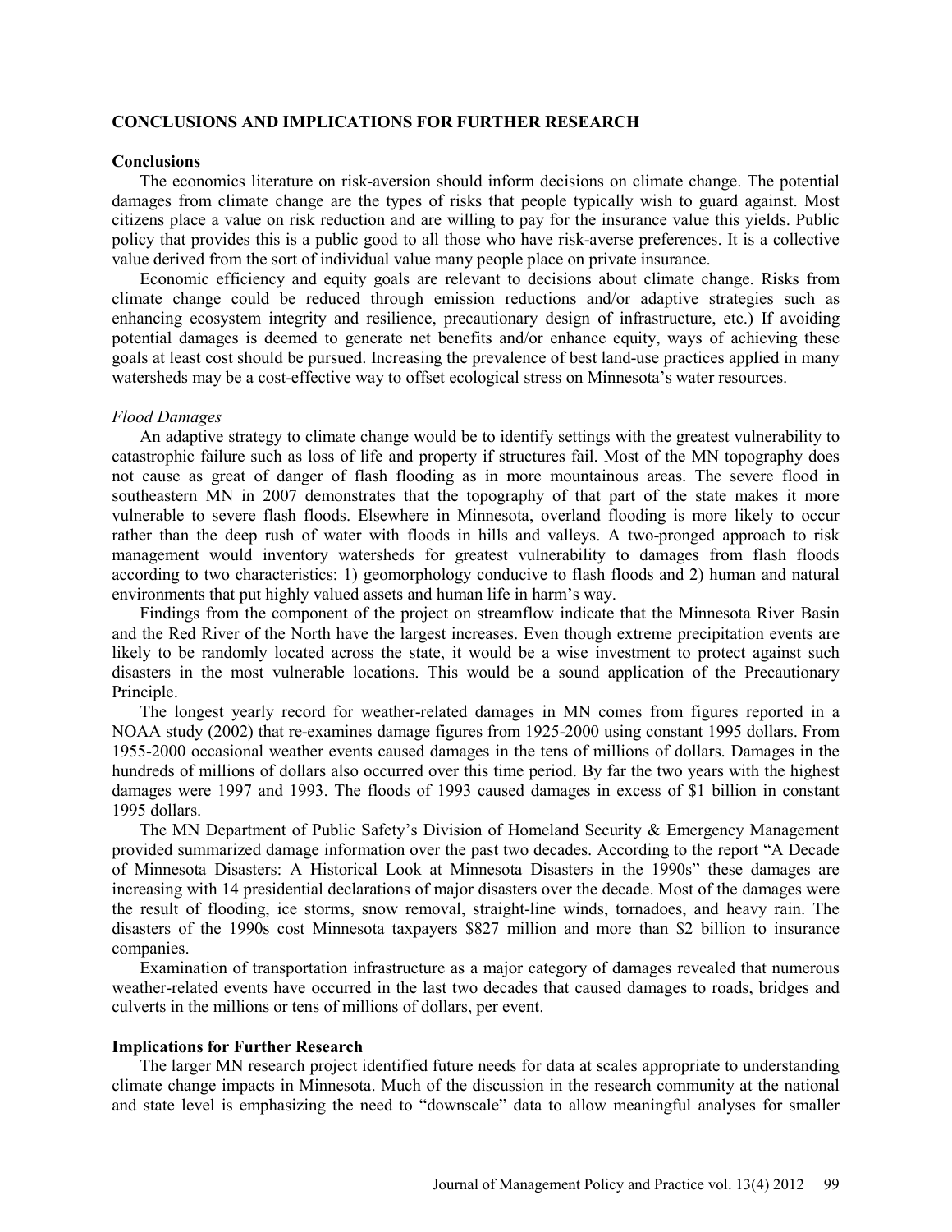## CONCLUSIONS AND IMPLICATIONS FOR FURTHER RESEARCH

### Conclusions

The economics literature on risk-aversion should inform decisions on climate change. The potential damages from climate change are the types of risks that people typically wish to guard against. Most citizens place a value on risk reduction and are willing to pay for the insurance value this yields. Public policy that provides this is a public good to all those who have risk-averse preferences. It is a collective value derived from the sort of individual value many people place on private insurance.

Economic efficiency and equity goals are relevant to decisions about climate change. Risks from climate change could be reduced through emission reductions and/or adaptive strategies such as enhancing ecosystem integrity and resilience, precautionary design of infrastructure, etc.) If avoiding potential damages is deemed to generate net benefits and/or enhance equity, ways of achieving these goals at least cost should be pursued. Increasing the prevalence of best land-use practices applied in many watersheds may be a cost-effective way to offset ecological stress on Minnesota's water resources.

*Flood Damages*

An adaptive strategy to climate change would be to identify settings with the greatest vulnerability to catastrophic failure such as loss of life and property if structures fail. Most of the MN topography does not cause as great of danger of flash flooding as in more mountainous areas. The severe flood in southeastern MN in 2007 demonstrates that the topography of that part of the state makes it more vulnerable to severe flash floods. Elsewhere in Minnesota, overland flooding is more likely to occur rather than the deep rush of water with floods in hills and valleys. A two-pronged approach to risk management would inventory watersheds for greatest vulnerability to damages from flash floods according to two characteristics: 1) geomorphology conducive to flash floods and 2) human and natural environments that put highly valued assets and human life in harm's way.

Findings from the component of the project on streamflow indicate that the Minnesota River Basin and the Red River of the North have the largest increases. Even though extreme precipitation events are likely to be randomly located across the state, it would be a wise investment to protect against such disasters in the most vulnerable locations. This would be a sound application of the Precautionary Principle.

The longest yearly record for weather-related damages in MN comes from figures reported in a NOAA study (2002) that re-examines damage figures from 1925-2000 using constant 1995 dollars. From 1955-2000 occasional weather events caused damages in the tens of millions of dollars. Damages in the hundreds of millions of dollars also occurred over this time period. By far the two years with the highest damages were 1997 and 1993. The floods of 1993 caused damages in excess of $1 billion in constant 1995 dollars.

The MN Department of Public Safety's Division of Homeland Security & Emergency Management provided summarized damage information over the past two decades. According to the report "A Decade of Minnesota Disasters: A Historical Look at Minnesota Disasters in the 1990s" these damages are increasing with 14 presidential declarations of major disasters over the decade. Most of the damages were the result of flooding, ice storms, snow removal, straight-line winds, tornadoes, and heavy rain. The disasters of the 1990s cost Minnesota taxpayers $827 million and more than $2 billion to insurance companies.

Examination of transportation infrastructure as a major category of damages revealed that numerous weather-related events have occurred in the last two decades that caused damages to roads, bridges and culverts in the millions or tens of millions of dollars, per event.

### Implications for Further Research

The larger MN research project identified future needs for data at scales appropriate to understanding climate change impacts in Minnesota. Much of the discussion in the research community at the national and state level is emphasizing the need to "downscale" data to allow meaningful analyses for smaller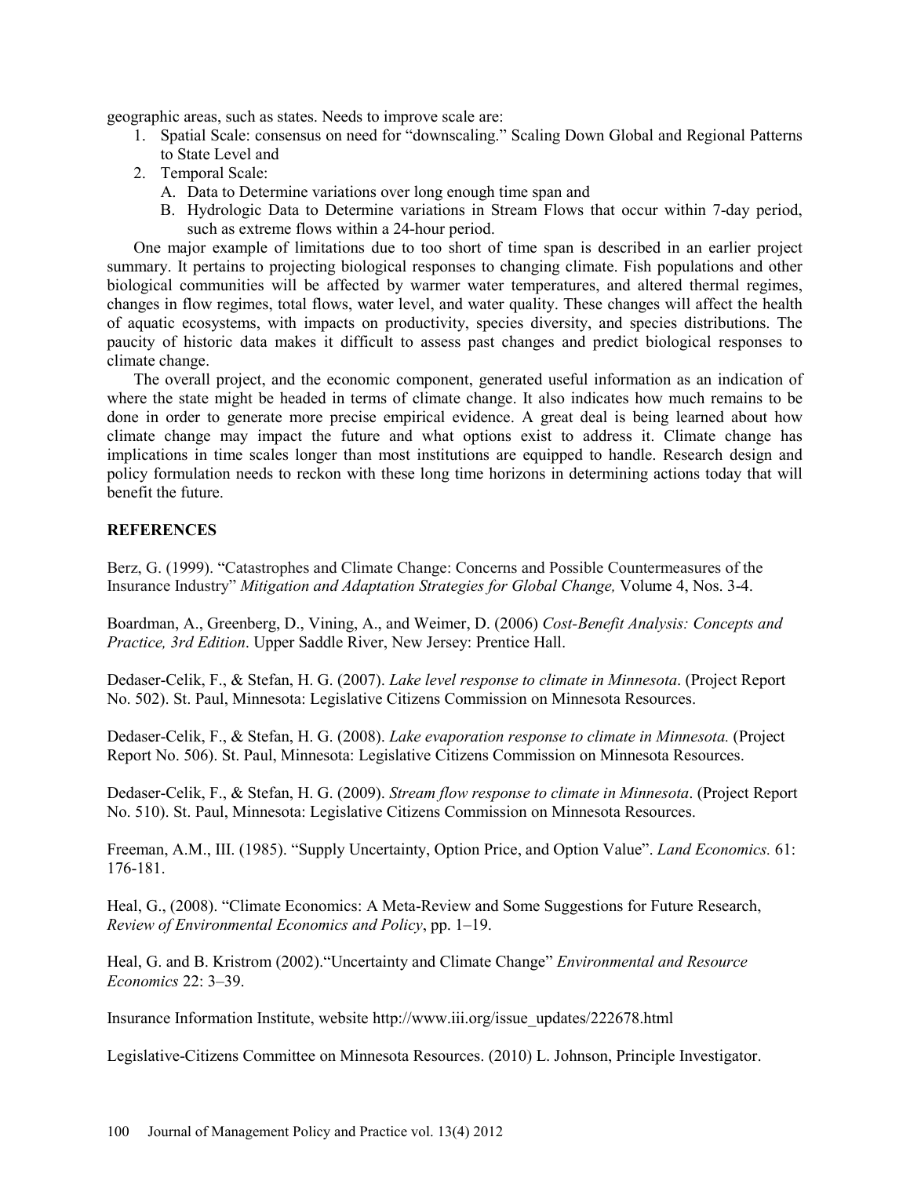geographic areas, such as states. Needs to improve scale are:

1. Spatial Scale: consensus on need for "downscaling." Scaling Down Global and Regional Patterns to State Level and
2. Temporal Scale:
   A. Data to Determine variations over long enough time span and
   B. Hydrologic Data to Determine variations in Stream Flows that occur within 7-day period, such as extreme flows within a 24-hour period.

One major example of limitations due to too short of time span is described in an earlier project summary. It pertains to projecting biological responses to changing climate. Fish populations and other biological communities will be affected by warmer water temperatures, and altered thermal regimes, changes in flow regimes, total flows, water level, and water quality. These changes will affect the health of aquatic ecosystems, with impacts on productivity, species diversity, and species distributions. The paucity of historic data makes it difficult to assess past changes and predict biological responses to climate change.

The overall project, and the economic component, generated useful information as an indication of where the state might be headed in terms of climate change. It also indicates how much remains to be done in order to generate more precise empirical evidence. A great deal is being learned about how climate change may impact the future and what options exist to address it. Climate change has implications in time scales longer than most institutions are equipped to handle. Research design and policy formulation needs to reckon with these long time horizons in determining actions today that will benefit the future.

## REFERENCES

Berz, G. (1999). "Catastrophes and Climate Change: Concerns and Possible Countermeasures of the Insurance Industry" *Mitigation and Adaptation Strategies for Global Change,* Volume 4, Nos. 3-4.

Boardman, A., Greenberg, D., Vining, A., and Weimer, D. (2006) *Cost-Benefit Analysis: Concepts and Practice, 3rd Edition*. Upper Saddle River, New Jersey: Prentice Hall.

Dedaser-Celik, F., & Stefan, H. G. (2007). *Lake level response to climate in Minnesota*. (Project Report No. 502). St. Paul, Minnesota: Legislative Citizens Commission on Minnesota Resources.

Dedaser-Celik, F., & Stefan, H. G. (2008). *Lake evaporation response to climate in Minnesota.* (Project Report No. 506). St. Paul, Minnesota: Legislative Citizens Commission on Minnesota Resources.

Dedaser-Celik, F., & Stefan, H. G. (2009). *Stream flow response to climate in Minnesota*. (Project Report No. 510). St. Paul, Minnesota: Legislative Citizens Commission on Minnesota Resources.

Freeman, A.M., III. (1985). "Supply Uncertainty, Option Price, and Option Value". *Land Economics.* 61: 176-181.

Heal, G., (2008). "Climate Economics: A Meta-Review and Some Suggestions for Future Research, *Review of Environmental Economics and Policy*, pp. 1–19.

Heal, G. and B. Kristrom (2002)."Uncertainty and Climate Change" *Environmental and Resource Economics* 22: 3–39.

Insurance Information Institute, website http://www.iii.org/issue_updates/222678.html

Legislative-Citizens Committee on Minnesota Resources. (2010) L. Johnson, Principle Investigator.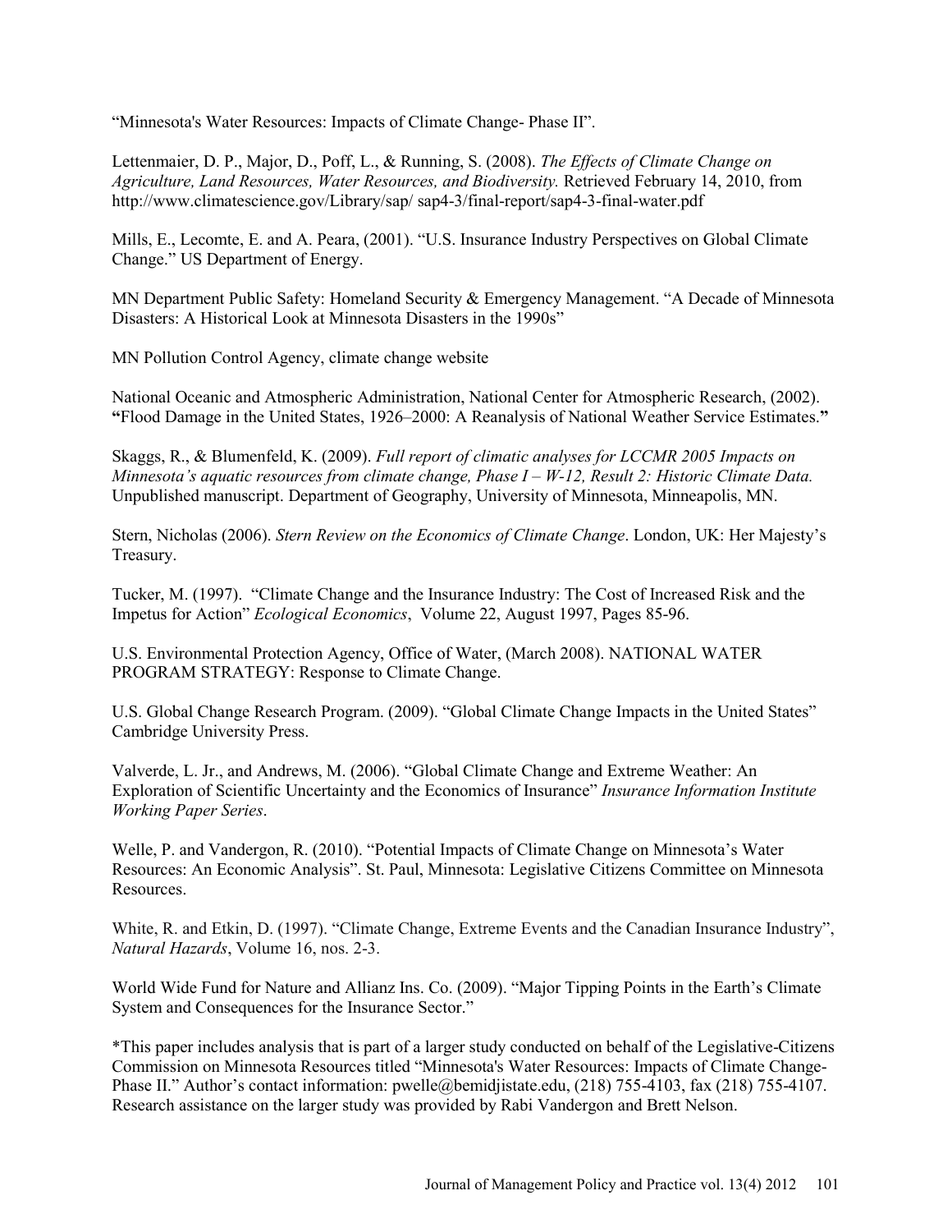"Minnesota's Water Resources: Impacts of Climate Change- Phase II".

Lettenmaier, D. P., Major, D., Poff, L., & Running, S. (2008). *The Effects of Climate Change on Agriculture, Land Resources, Water Resources, and Biodiversity.* Retrieved February 14, 2010, from http://www.climatescience.gov/Library/sap/ sap4-3/final-report/sap4-3-final-water.pdf

Mills, E., Lecomte, E. and A. Peara, (2001). "U.S. Insurance Industry Perspectives on Global Climate Change." US Department of Energy.

MN Department Public Safety: Homeland Security & Emergency Management. "A Decade of Minnesota Disasters: A Historical Look at Minnesota Disasters in the 1990s"

MN Pollution Control Agency, climate change website

National Oceanic and Atmospheric Administration, National Center for Atmospheric Research, (2002). **"**Flood Damage in the United States, 1926–2000: A Reanalysis of National Weather Service Estimates.**"**

Skaggs, R., & Blumenfeld, K. (2009). *Full report of climatic analyses for LCCMR 2005 Impacts on Minnesota's aquatic resources from climate change, Phase I – W-12, Result 2: Historic Climate Data.* Unpublished manuscript. Department of Geography, University of Minnesota, Minneapolis, MN.

Stern, Nicholas (2006). *Stern Review on the Economics of Climate Change*. London, UK: Her Majesty's Treasury.

Tucker, M. (1997). "Climate Change and the Insurance Industry: The Cost of Increased Risk and the Impetus for Action" *Ecological Economics*, Volume 22, August 1997, Pages 85-96.

U.S. Environmental Protection Agency, Office of Water, (March 2008). NATIONAL WATER PROGRAM STRATEGY: Response to Climate Change.

U.S. Global Change Research Program. (2009). "Global Climate Change Impacts in the United States" Cambridge University Press.

Valverde, L. Jr., and Andrews, M. (2006). "Global Climate Change and Extreme Weather: An Exploration of Scientific Uncertainty and the Economics of Insurance" *Insurance Information Institute Working Paper Series*.

Welle, P. and Vandergon, R. (2010). "Potential Impacts of Climate Change on Minnesota's Water Resources: An Economic Analysis". St. Paul, Minnesota: Legislative Citizens Committee on Minnesota Resources.

White, R. and Etkin, D. (1997). "Climate Change, Extreme Events and the Canadian Insurance Industry", *Natural Hazards*, Volume 16, nos. 2-3.

World Wide Fund for Nature and Allianz Ins. Co. (2009). "Major Tipping Points in the Earth's Climate System and Consequences for the Insurance Sector."

*This paper includes analysis that is part of a larger study conducted on behalf of the Legislative-Citizens Commission on Minnesota Resources titled "Minnesota's Water Resources: Impacts of Climate Change- Phase II." Author's contact information: pwelle@bemidjistate.edu, (218) 755-4103, fax (218) 755-4107. Research assistance on the larger study was provided by Rabi Vandergon and Brett Nelson.